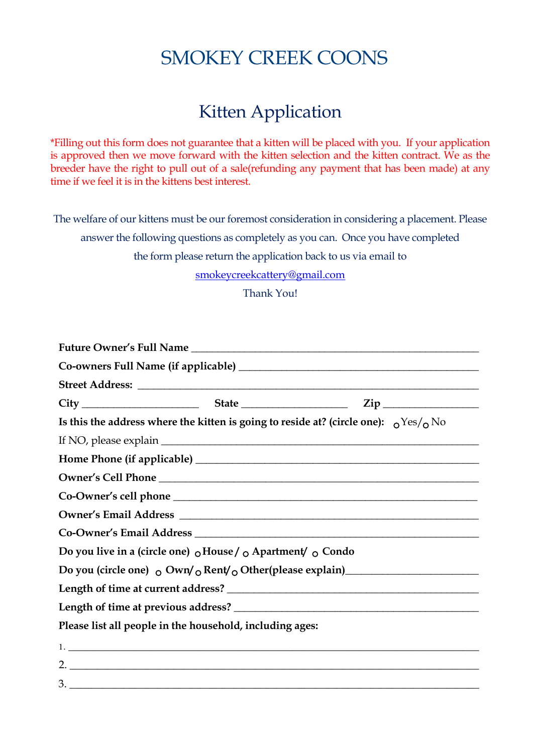# SMOKEY CREEK COONS

## Kitten Application

*Filling out this form does not guarantee that a kitten will be placed with you. If your application is approved then we move forward with the kitten selection and the kitten contract. We as the breeder have the right to pull out of a sale(refunding any payment that has been made) at any time if we feel it is in the kittens best interest.

The welfare of our kittens must be our foremost consideration in considering a placement. Please answer the following questions as completely as you can. Once you have completed the form please return the application back to us via email to smokeycreekcattery@gmail.com

Thank You!

**Future Owner's Full Name** ______________________________________________

**Co-owners Full Name (if applicable)** ______________________________________

**Street Address:** ___________________________________________________

**City** ____________________ **State** __________________ **Zip** ________________

**Is this the address where the kitten is going to reside at? (circle one):** ○ Yes/ ○ No

If NO, please explain ___________________________________________________

**Home Phone (if applicable)** ____________________________________________

**Owner's Cell Phone** ___________________________________________________

**Co-Owner's cell phone** ________________________________________________

**Owner's Email Address** ________________________________________________

**Co-Owner's Email Address** _____________________________________________

**Do you live in a (circle one)** ○ **House /** ○ **Apartment/** ○ **Condo**

**Do you (circle one)** ○ **Own/** ○ **Rent/** ○ **Other(please explain)**_____________________

**Length of time at current address?** _____________________________________

**Length of time at previous address?** ____________________________________

**Please list all people in the household, including ages:**

1. ______________________________________________________________

2. ______________________________________________________________

3. ______________________________________________________________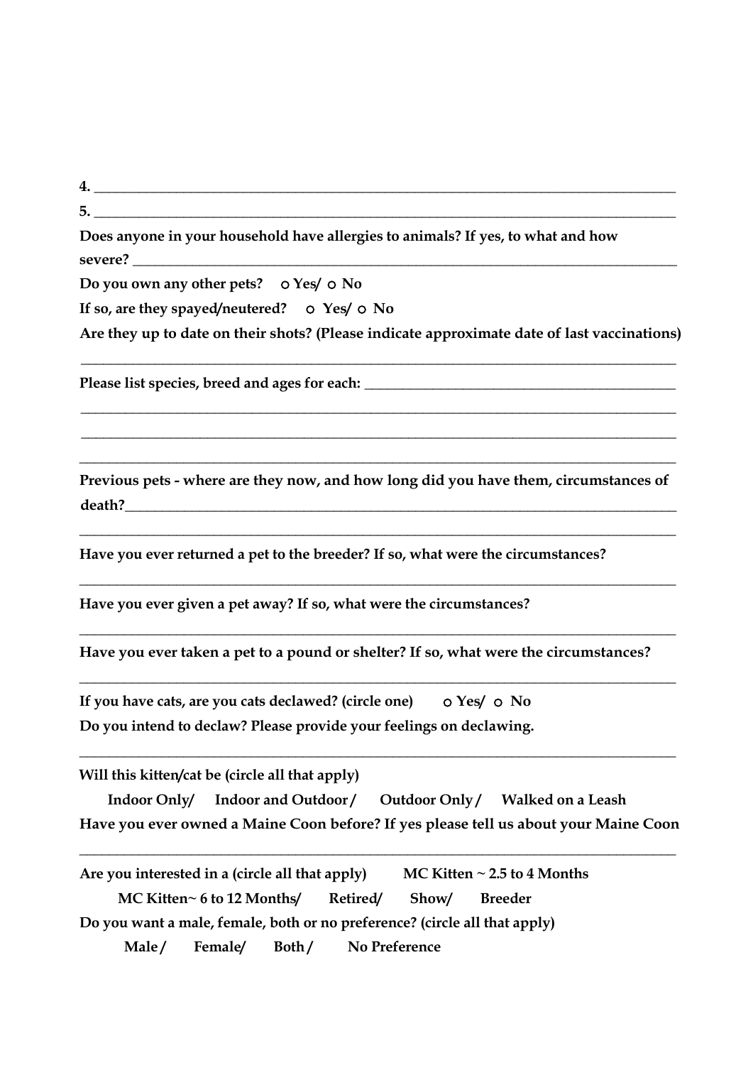**4.** ______________________________________________________________________________

**5.** ______________________________________________________________________________

**Does anyone in your household have allergies to animals? If yes, to what and how severe?** ______________________________________________________________________________

**Do you own any other pets?** ○ **Yes/** ○ **No**

**If so, are they spayed/neutered?** ○ **Yes/** ○ **No**

**Are they up to date on their shots? (Please indicate approximate date of last vaccinations)**

______________________________________________________________________________

**Please list species, breed and ages for each:** ______________________________________________

______________________________________________________________________________

______________________________________________________________________________

______________________________________________________________________________

**Previous pets - where are they now, and how long did you have them, circumstances of death?**______________________________________________________________________________

______________________________________________________________________________

**Have you ever returned a pet to the breeder? If so, what were the circumstances?**

______________________________________________________________________________

**Have you ever given a pet away? If so, what were the circumstances?**

______________________________________________________________________________

**Have you ever taken a pet to a pound or shelter? If so, what were the circumstances?**

______________________________________________________________________________

**If you have cats, are you cats declawed? (circle one)** ○ **Yes/** ○ **No**

**Do you intend to declaw? Please provide your feelings on declawing.**

______________________________________________________________________________

**Will this kitten/cat be (circle all that apply)**

**Indoor Only/ Indoor and Outdoor / Outdoor Only / Walked on a Leash**

**Have you ever owned a Maine Coon before? If yes please tell us about your Maine Coon**

______________________________________________________________________________

**Are you interested in a (circle all that apply) MC Kitten ~ 2.5 to 4 Months**

**MC Kitten~ 6 to 12 Months/ Retired/ Show/ Breeder**

**Do you want a male, female, both or no preference? (circle all that apply)**

**Male / Female/ Both / No Preference**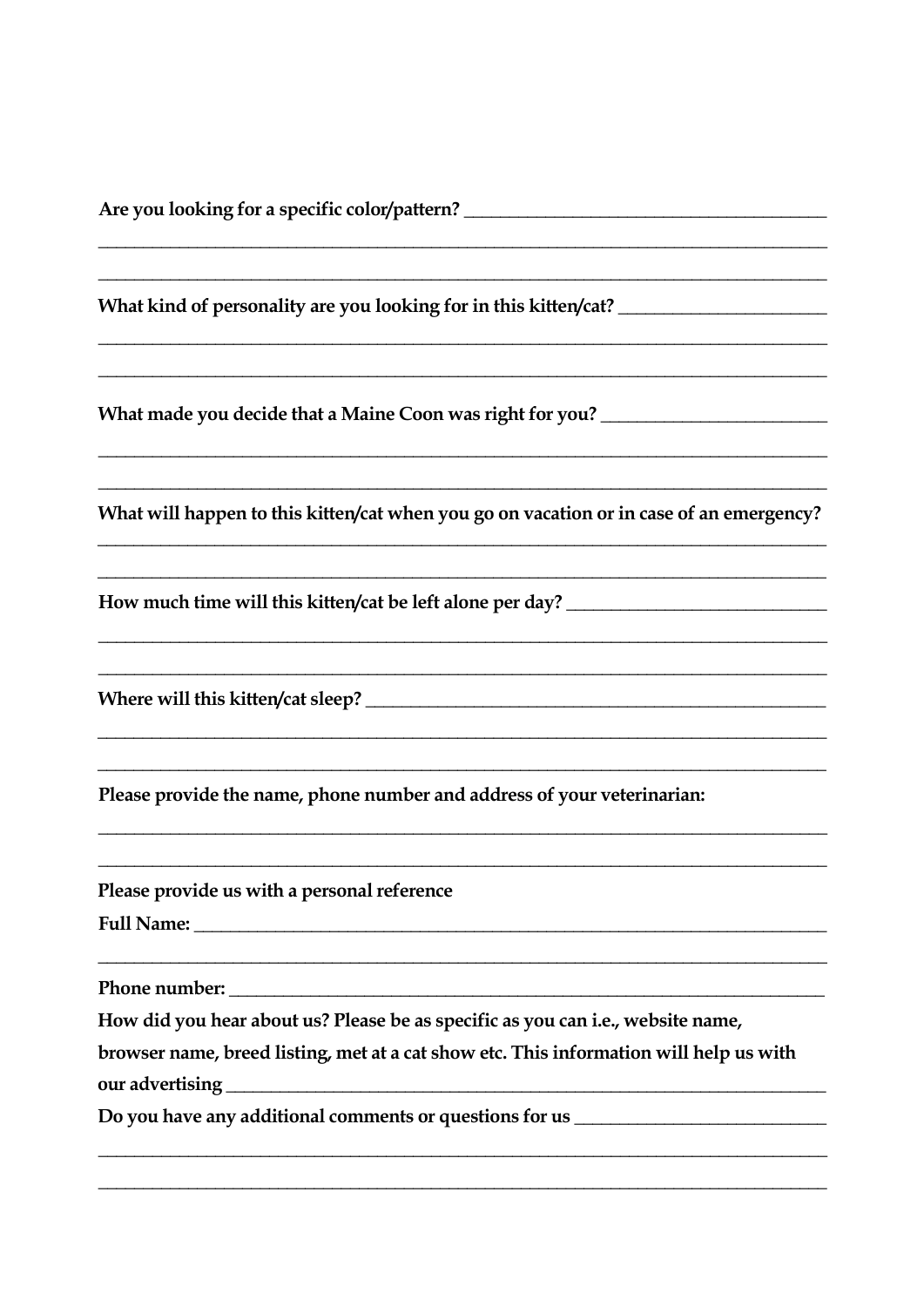**Are you looking for a specific color/pattern?** ______________________________________

_______________________________________________________________________________

_______________________________________________________________________________

**What kind of personality are you looking for in this kitten/cat?** _____________________

_______________________________________________________________________________

_______________________________________________________________________________

**What made you decide that a Maine Coon was right for you?** _______________________

_______________________________________________________________________________

_______________________________________________________________________________

**What will happen to this kitten/cat when you go on vacation or in case of an emergency?**

_______________________________________________________________________________

_______________________________________________________________________________

**How much time will this kitten/cat be left alone per day?** ___________________________

_______________________________________________________________________________

_______________________________________________________________________________

**Where will this kitten/cat sleep?** _______________________________________________

_______________________________________________________________________________

_______________________________________________________________________________

**Please provide the name, phone number and address of your veterinarian:**

_______________________________________________________________________________

_______________________________________________________________________________

**Please provide us with a personal reference**

**Full Name:** ______________________________________________________________________

_______________________________________________________________________________

**Phone number:** ___________________________________________________________________

**How did you hear about us? Please be as specific as you can i.e., website name, browser name, breed listing, met at a cat show etc. This information will help us with our advertising** _______________________________________________________________

**Do you have any additional comments or questions for us** __________________________

_______________________________________________________________________________

_______________________________________________________________________________